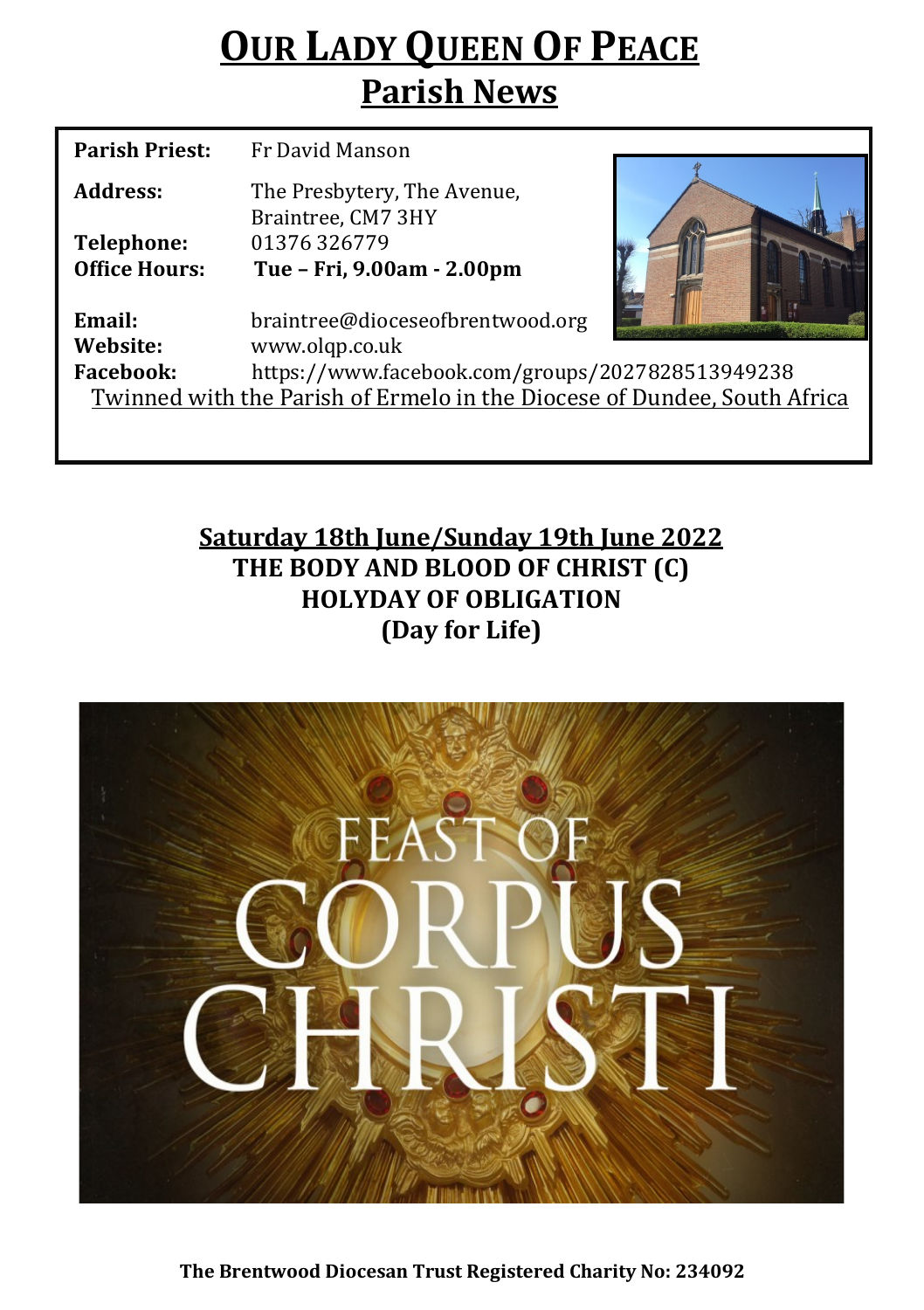# OUR LADY QUEEN OF PEACE

## Parish News

**Parish Priest:** Fr David Manson

**Address:** The Presbytery, The Avenue, Braintree, CM7 3HY

**Telephone:** 01376 326779

**Office Hours:** **Tue – Fri, 9.00am - 2.00pm**

**Email:** braintree@dioceseofbrentwood.org

**Website:** www.olqp.co.uk

**Facebook:** https://www.facebook.com/groups/2027828513949238

Twinned with the Parish of Ermelo in the Diocese of Dundee, South Africa

**Saturday 18th June/Sunday 19th June 2022**

**THE BODY AND BLOOD OF CHRIST (C)**

**HOLYDAY OF OBLIGATION**

**(Day for Life)**

FEAST OF CORPUS CHRISTI

**The Brentwood Diocesan Trust Registered Charity No: 234092**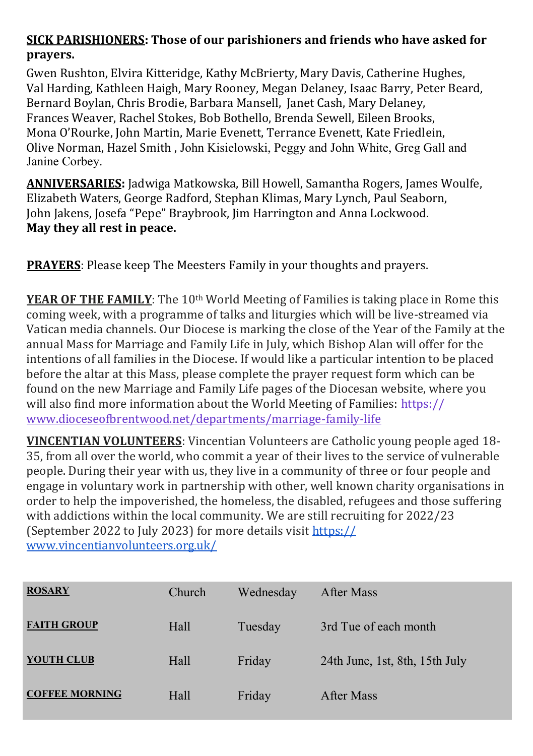**SICK PARISHIONERS: Those of our parishioners and friends who have asked for prayers.**

Gwen Rushton, Elvira Kitteridge, Kathy McBrierty, Mary Davis, Catherine Hughes, Val Harding, Kathleen Haigh, Mary Rooney, Megan Delaney, Isaac Barry, Peter Beard, Bernard Boylan, Chris Brodie, Barbara Mansell, Janet Cash, Mary Delaney, Frances Weaver, Rachel Stokes, Bob Bothello, Brenda Sewell, Eileen Brooks, Mona O'Rourke, John Martin, Marie Evenett, Terrance Evenett, Kate Friedlein, Olive Norman, Hazel Smith , John Kisielowski, Peggy and John White, Greg Gall and Janine Corbey.

**ANNIVERSARIES:** Jadwiga Matkowska, Bill Howell, Samantha Rogers, James Woulfe, Elizabeth Waters, George Radford, Stephan Klimas, Mary Lynch, Paul Seaborn, John Jakens, Josefa "Pepe" Braybrook, Jim Harrington and Anna Lockwood.
**May they all rest in peace.**

**PRAYERS**: Please keep The Meesters Family in your thoughts and prayers.

**YEAR OF THE FAMILY**: The 10th World Meeting of Families is taking place in Rome this coming week, with a programme of talks and liturgies which will be live-streamed via Vatican media channels. Our Diocese is marking the close of the Year of the Family at the annual Mass for Marriage and Family Life in July, which Bishop Alan will offer for the intentions of all families in the Diocese. If would like a particular intention to be placed before the altar at this Mass, please complete the prayer request form which can be found on the new Marriage and Family Life pages of the Diocesan website, where you will also find more information about the World Meeting of Families: https://www.dioceseofbrentwood.net/departments/marriage-family-life

**VINCENTIAN VOLUNTEERS**: Vincentian Volunteers are Catholic young people aged 18-35, from all over the world, who commit a year of their lives to the service of vulnerable people. During their year with us, they live in a community of three or four people and engage in voluntary work in partnership with other, well known charity organisations in order to help the impoverished, the homeless, the disabled, refugees and those suffering with addictions within the local community. We are still recruiting for 2022/23 (September 2022 to July 2023) for more details visit https://www.vincentianvolunteers.org.uk/

| | | | |
|---|---|---|---|
| **ROSARY** | Church | Wednesday | After Mass |
| **FAITH GROUP** | Hall | Tuesday | 3rd Tue of each month |
| **YOUTH CLUB** | Hall | Friday | 24th June, 1st, 8th, 15th July |
| **COFFEE MORNING** | Hall | Friday | After Mass |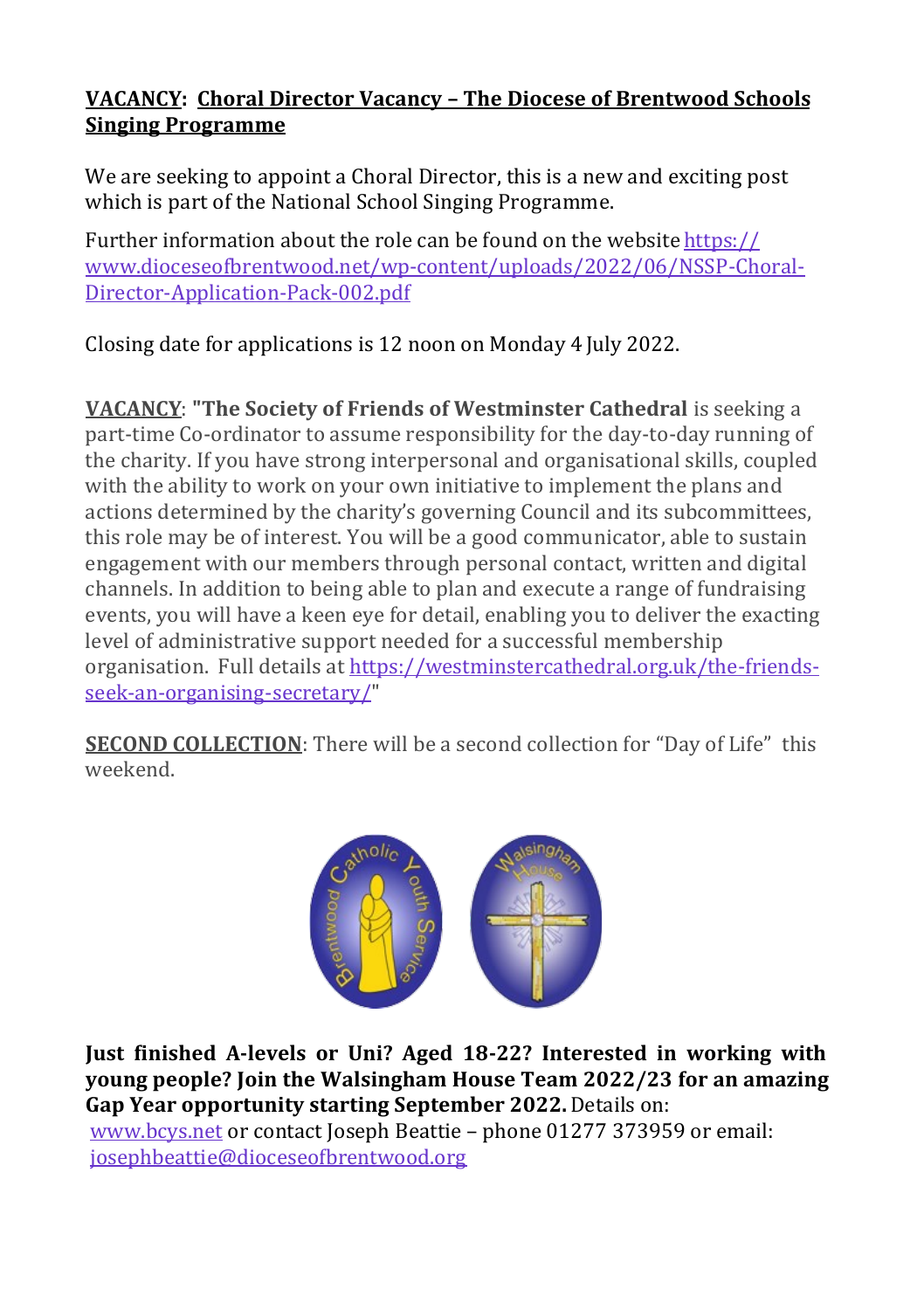**VACANCY: Choral Director Vacancy – The Diocese of Brentwood Schools Singing Programme**

We are seeking to appoint a Choral Director, this is a new and exciting post which is part of the National School Singing Programme.

Further information about the role can be found on the website https://www.dioceseofbrentwood.net/wp-content/uploads/2022/06/NSSP-Choral-Director-Application-Pack-002.pdf

Closing date for applications is 12 noon on Monday 4 July 2022.

**VACANCY**: "**The Society of Friends of Westminster Cathedral** is seeking a part-time Co-ordinator to assume responsibility for the day-to-day running of the charity. If you have strong interpersonal and organisational skills, coupled with the ability to work on your own initiative to implement the plans and actions determined by the charity's governing Council and its subcommittees, this role may be of interest. You will be a good communicator, able to sustain engagement with our members through personal contact, written and digital channels. In addition to being able to plan and execute a range of fundraising events, you will have a keen eye for detail, enabling you to deliver the exacting level of administrative support needed for a successful membership organisation. Full details at https://westminstercathedral.org.uk/the-friends-seek-an-organising-secretary/"

**SECOND COLLECTION**: There will be a second collection for "Day of Life" this weekend.

**Just finished A-levels or Uni? Aged 18-22? Interested in working with young people? Join the Walsingham House Team 2022/23 for an amazing Gap Year opportunity starting September 2022.** Details on: www.bcys.net or contact Joseph Beattie – phone 01277 373959 or email: josephbeattie@dioceseofbrentwood.org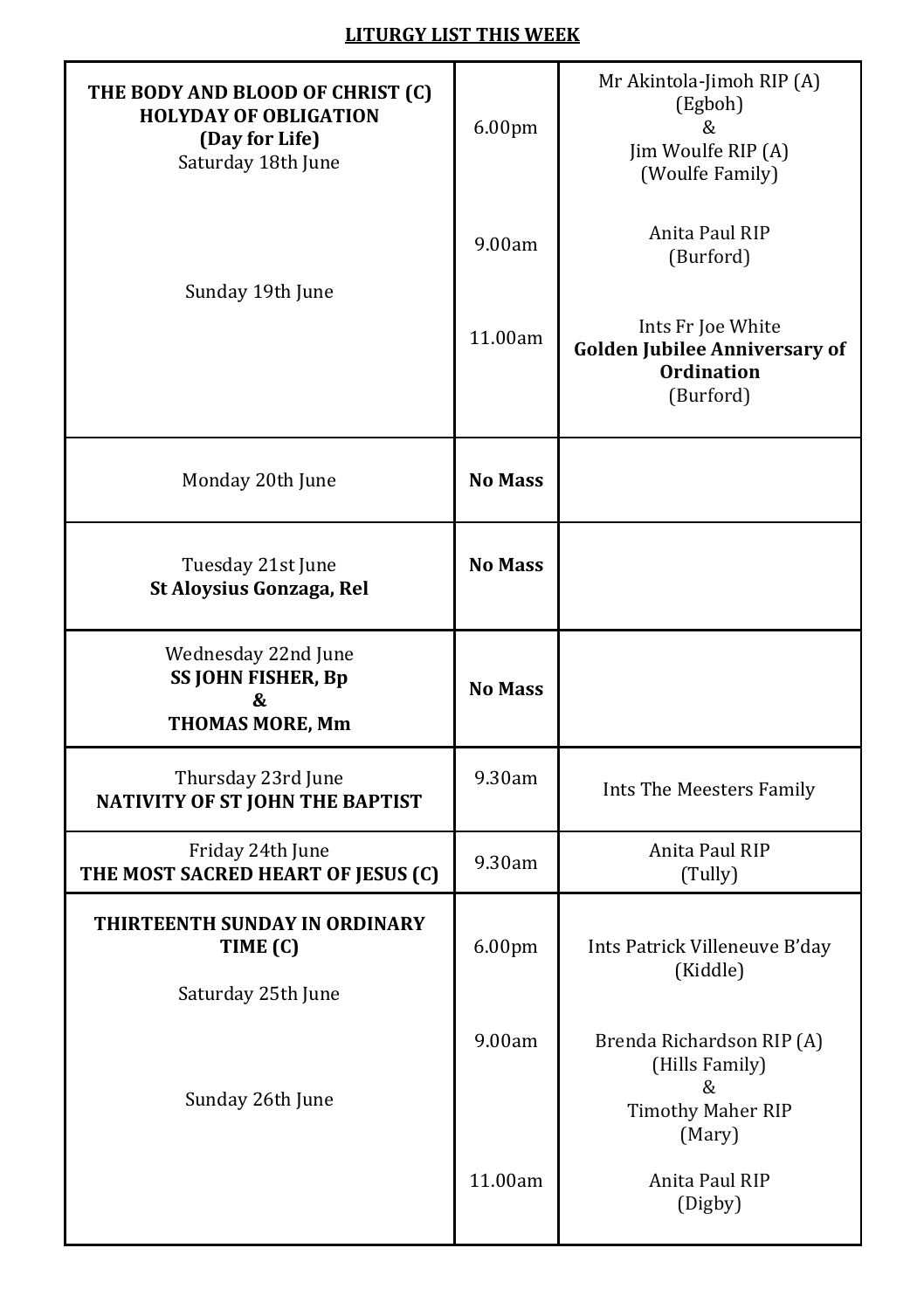## LITURGY LIST THIS WEEK

| | | |
|---|---|---|
| **THE BODY AND BLOOD OF CHRIST (C)**<br>**HOLYDAY OF OBLIGATION**<br>**(Day for Life)**<br>Saturday 18th June | 6.00pm | Mr Akintola-Jimoh RIP (A)<br>(Egboh)<br>&<br>Jim Woulfe RIP (A)<br>(Woulfe Family) |
| Sunday 19th June | 9.00am | Anita Paul RIP<br>(Burford) |
| | 11.00am | Ints Fr Joe White<br>**Golden Jubilee Anniversary of Ordination**<br>(Burford) |
| Monday 20th June | **No Mass** | |
| Tuesday 21st June<br>**St Aloysius Gonzaga, Rel** | **No Mass** | |
| Wednesday 22nd June<br>**SS JOHN FISHER, Bp**<br>**&**<br>**THOMAS MORE, Mm** | **No Mass** | |
| Thursday 23rd June<br>**NATIVITY OF ST JOHN THE BAPTIST** | 9.30am | Ints The Meesters Family |
| Friday 24th June<br>**THE MOST SACRED HEART OF JESUS (C)** | 9.30am | Anita Paul RIP<br>(Tully) |
| **THIRTEENTH SUNDAY IN ORDINARY TIME (C)**<br>Saturday 25th June | 6.00pm | Ints Patrick Villeneuve B'day<br>(Kiddle) |
| Sunday 26th June | 9.00am | Brenda Richardson RIP (A)<br>(Hills Family)<br>&<br>Timothy Maher RIP<br>(Mary) |
| | 11.00am | Anita Paul RIP<br>(Digby) |